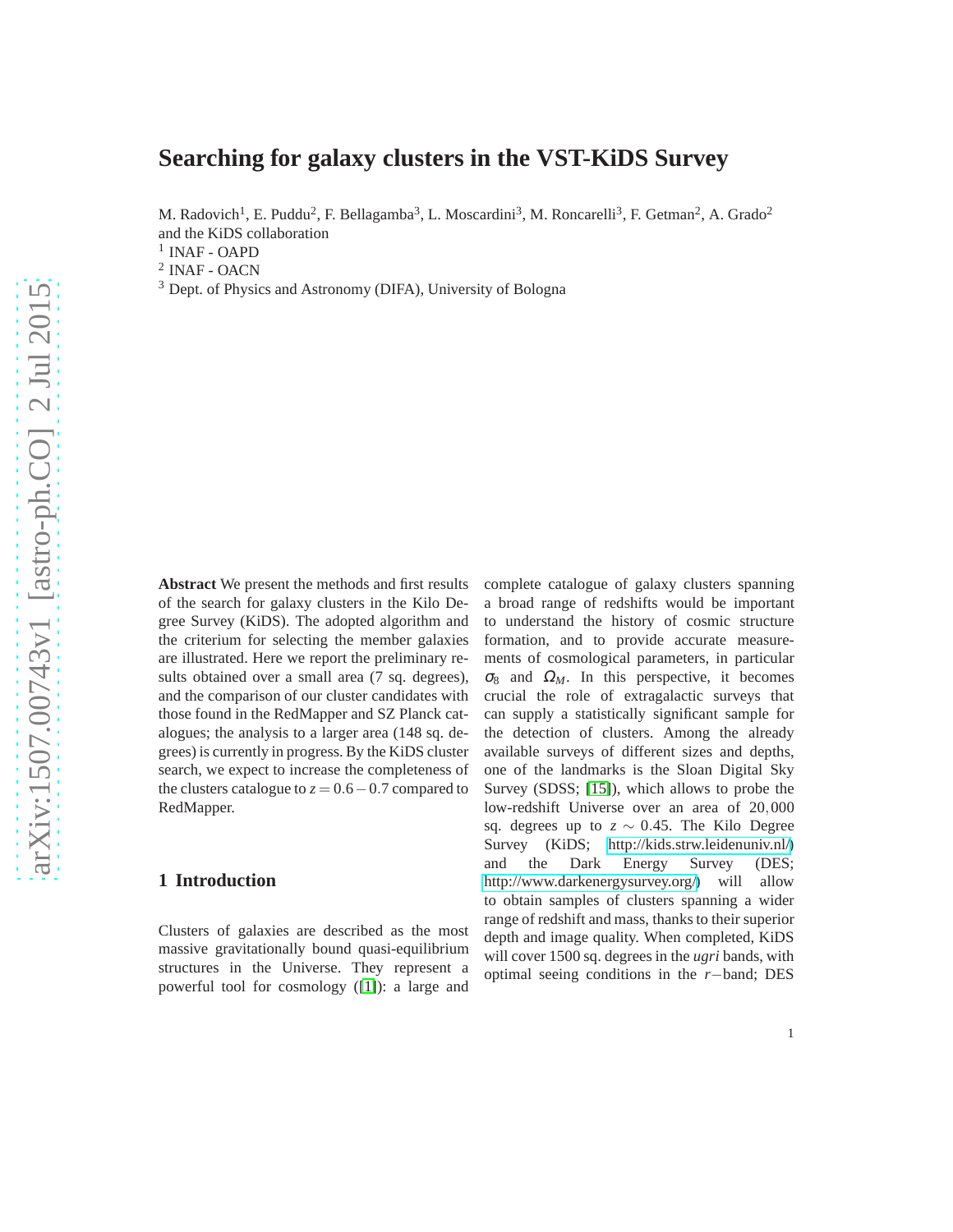# Searching for galaxy clusters in the VST-KiDS Survey

M. Radovich[1], E. Puddu[2], F. Bellagamba[3], L. Moscardini[3], M. Roncarelli[3], F. Getman[2], A. Grado[2] and the KiDS collaboration

[1] INAF - OAPD
[2] INAF - OACN
[3] Dept. of Physics and Astronomy (DIFA), University of Bologna

**Abstract** We present the methods and first results of the search for galaxy clusters in the Kilo Degree Survey (KiDS). The adopted algorithm and the criterium for selecting the member galaxies are illustrated. Here we report the preliminary results obtained over a small area (7 sq. degrees), and the comparison of our cluster candidates with those found in the RedMapper and SZ Planck catalogues; the analysis to a larger area (148 sq. degrees) is currently in progress. By the KiDS cluster search, we expect to increase the completeness of the clusters catalogue to $z = 0.6-0.7$ compared to RedMapper.

## 1 Introduction

Clusters of galaxies are described as the most massive gravitationally bound quasi-equilibrium structures in the Universe. They represent a powerful tool for cosmology ([1]): a large and complete catalogue of galaxy clusters spanning a broad range of redshifts would be important to understand the history of cosmic structure formation, and to provide accurate measurements of cosmological parameters, in particular $\sigma_8$ and $\Omega_M$. In this perspective, it becomes crucial the role of extragalactic surveys that can supply a statistically significant sample for the detection of clusters. Among the already available surveys of different sizes and depths, one of the landmarks is the Sloan Digital Sky Survey (SDSS; [15]), which allows to probe the low-redshift Universe over an area of $20,000$ sq. degrees up to $z \sim 0.45$. The Kilo Degree Survey (KiDS; http://kids.strw.leidenuniv.nl/) and the Dark Energy Survey (DES; http://www.darkenergysurvey.org/) will allow to obtain samples of clusters spanning a wider range of redshift and mass, thanks to their superior depth and image quality. When completed, KiDS will cover 1500 sq. degrees in the *ugri* bands, with optimal seeing conditions in the $r-$band; DES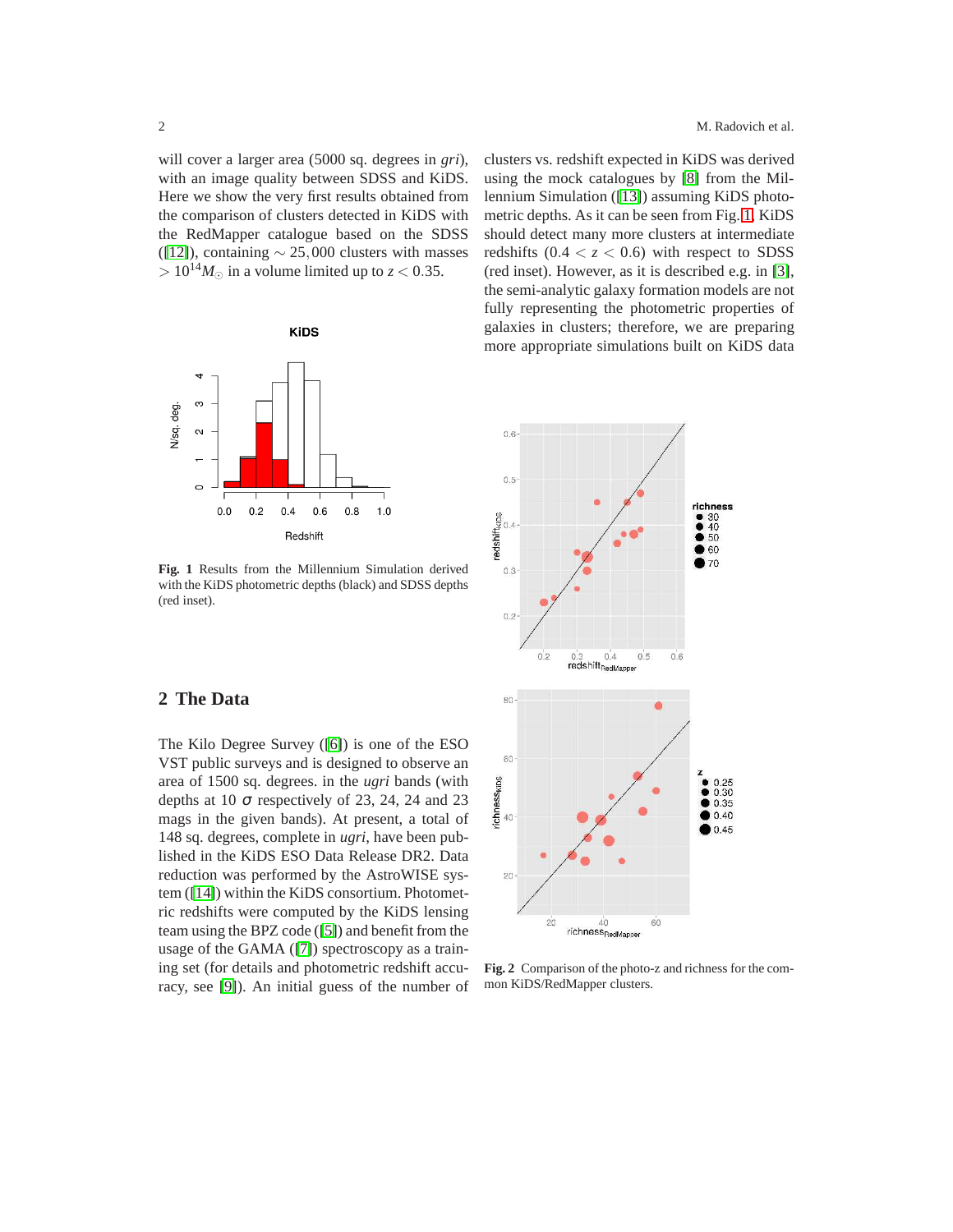will cover a larger area (5000 sq. degrees in *gri*), with an image quality between SDSS and KiDS. Here we show the very first results obtained from the comparison of clusters detected in KiDS with the RedMapper catalogue based on the SDSS ([12]), containing $\sim 25{,}000$ clusters with masses $> 10^{14} M_{\odot}$ in a volume limited up to $z < 0.35$.

**Fig. 1** Results from the Millennium Simulation derived with the KiDS photometric depths (black) and SDSS depths (red inset).

## 2 The Data

The Kilo Degree Survey ([6]) is one of the ESO VST public surveys and is designed to observe an area of 1500 sq. degrees. in the *ugri* bands (with depths at 10 $\sigma$ respectively of 23, 24, 24 and 23 mags in the given bands). At present, a total of 148 sq. degrees, complete in *ugri*, have been published in the KiDS ESO Data Release DR2. Data reduction was performed by the AstroWISE system ([14]) within the KiDS consortium. Photometric redshifts were computed by the KiDS lensing team using the BPZ code ([5]) and benefit from the usage of the GAMA ([7]) spectroscopy as a training set (for details and photometric redshift accuracy, see [9]). An initial guess of the number of clusters vs. redshift expected in KiDS was derived using the mock catalogues by [8] from the Millennium Simulation ([13]) assuming KiDS photometric depths. As it can be seen from Fig. 1, KiDS should detect many more clusters at intermediate redshifts ($0.4 < z < 0.6$) with respect to SDSS (red inset). However, as it is described e.g. in [3], the semi-analytic galaxy formation models are not fully representing the photometric properties of galaxies in clusters; therefore, we are preparing more appropriate simulations built on KiDS data

**Fig. 2** Comparison of the photo-z and richness for the common KiDS/RedMapper clusters.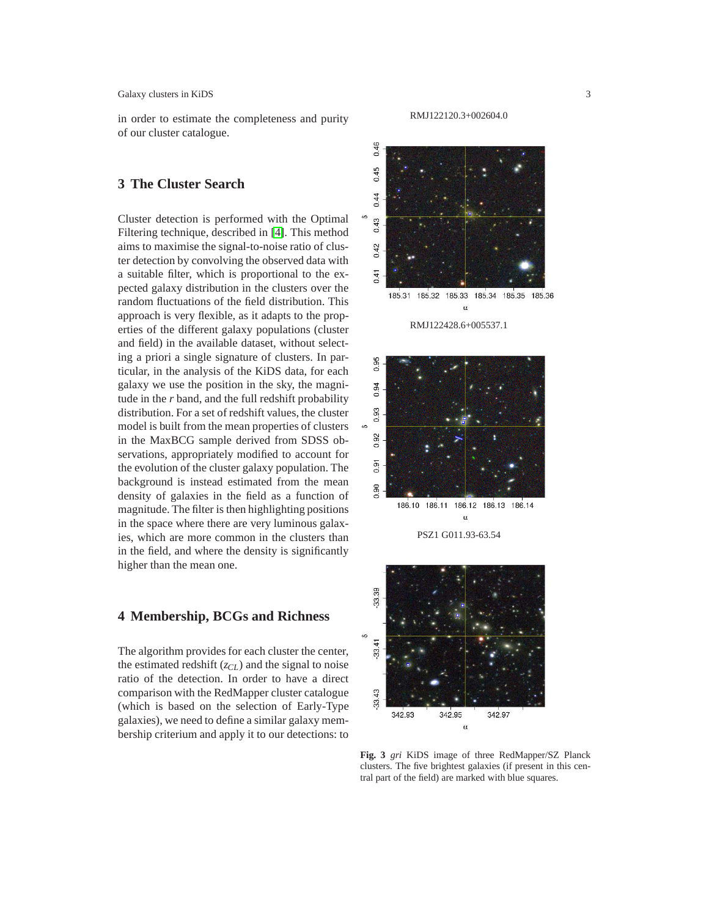in order to estimate the completeness and purity of our cluster catalogue.

## 3 The Cluster Search

Cluster detection is performed with the Optimal Filtering technique, described in [4]. This method aims to maximise the signal-to-noise ratio of cluster detection by convolving the observed data with a suitable filter, which is proportional to the expected galaxy distribution in the clusters over the random fluctuations of the field distribution. This approach is very flexible, as it adapts to the properties of the different galaxy populations (cluster and field) in the available dataset, without selecting a priori a single signature of clusters. In particular, in the analysis of the KiDS data, for each galaxy we use the position in the sky, the magnitude in the *r* band, and the full redshift probability distribution. For a set of redshift values, the cluster model is built from the mean properties of clusters in the MaxBCG sample derived from SDSS observations, appropriately modified to account for the evolution of the cluster galaxy population. The background is instead estimated from the mean density of galaxies in the field as a function of magnitude. The filter is then highlighting positions in the space where there are very luminous galaxies, which are more common in the clusters than in the field, and where the density is significantly higher than the mean one.

## 4 Membership, BCGs and Richness

The algorithm provides for each cluster the center, the estimated redshift ($z_{CL}$) and the signal to noise ratio of the detection. In order to have a direct comparison with the RedMapper cluster catalogue (which is based on the selection of Early-Type galaxies), we need to define a similar galaxy membership criterium and apply it to our detections: to

RMJ122120.3+002604.0

0.46
0.45
0.44
0.43
0.42
0.41
δ
185.31 185.32 185.33 185.34 185.35 185.36
α

RMJ122428.6+005537.1

0.95
0.94
0.93
0.92
0.91
0.90
δ
186.10 186.11 186.12 186.13 186.14
α

PSZ1 G011.93-63.54

-33.39
-33.41
-33.43
δ
342.93 342.95 342.97
α

**Fig. 3** *gri* KiDS image of three RedMapper/SZ Planck clusters. The five brightest galaxies (if present in this central part of the field) are marked with blue squares.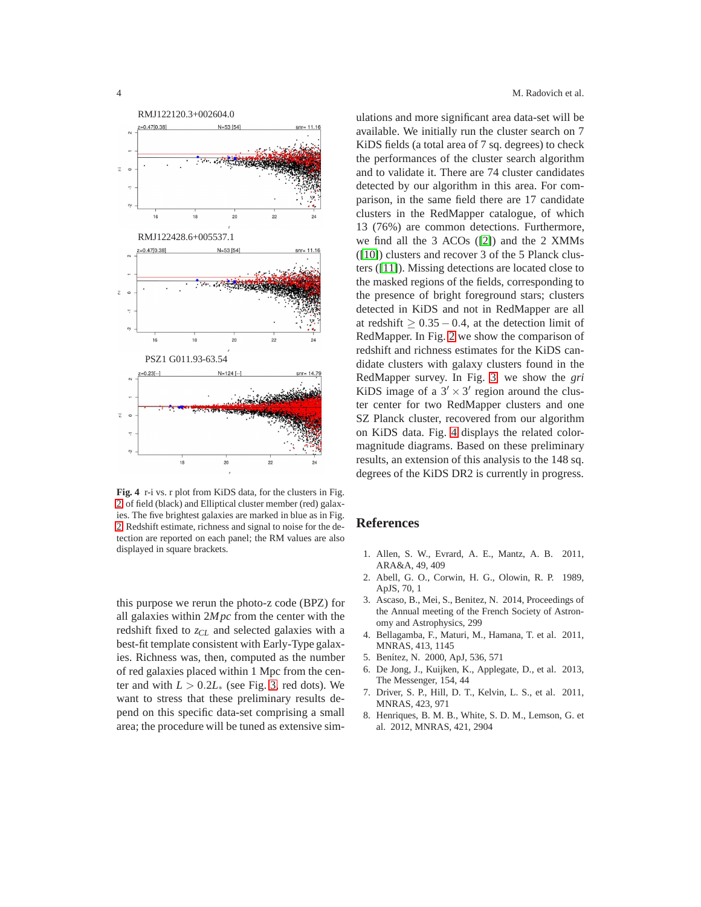Fig. 4 r-i vs. r plot from KiDS data, for the clusters in Fig. 2 of field (black) and Elliptical cluster member (red) galaxies. The five brightest galaxies are marked in blue as in Fig. 2. Redshift estimate, richness and signal to noise for the detection are reported on each panel; the RM values are also displayed in square brackets.

this purpose we rerun the photo-z code (BPZ) for all galaxies within $2Mpc$ from the center with the redshift fixed to $z_{CL}$ and selected galaxies with a best-fit template consistent with Early-Type galaxies. Richness was, then, computed as the number of red galaxies placed within 1 Mpc from the center and with $L > 0.2L_*$ (see Fig. 3, red dots). We want to stress that these preliminary results depend on this specific data-set comprising a small area; the procedure will be tuned as extensive simulations and more significant area data-set will be available. We initially run the cluster search on 7 KiDS fields (a total area of 7 sq. degrees) to check the performances of the cluster search algorithm and to validate it. There are 74 cluster candidates detected by our algorithm in this area. For comparison, in the same field there are 17 candidate clusters in the RedMapper catalogue, of which 13 (76%) are common detections. Furthermore, we find all the 3 ACOs ([2]) and the 2 XMMs ([10]) clusters and recover 3 of the 5 Planck clusters ([11]). Missing detections are located close to the masked regions of the fields, corresponding to the presence of bright foreground stars; clusters detected in KiDS and not in RedMapper are all at redshift $\geq 0.35-0.4$, at the detection limit of RedMapper. In Fig. 2 we show the comparison of redshift and richness estimates for the KiDS candidate clusters with galaxy clusters found in the RedMapper survey. In Fig. 3 we show the *gri* KiDS image of a $3' \times 3'$ region around the cluster center for two RedMapper clusters and one SZ Planck cluster, recovered from our algorithm on KiDS data. Fig. 4 displays the related color-magnitude diagrams. Based on these preliminary results, an extension of this analysis to the 148 sq. degrees of the KiDS DR2 is currently in progress.

## References

1. Allen, S. W., Evrard, A. E., Mantz, A. B. 2011, ARA&A, 49, 409
2. Abell, G. O., Corwin, H. G., Olowin, R. P. 1989, ApJS, 70, 1
3. Ascaso, B., Mei, S., Benitez, N. 2014, Proceedings of the Annual meeting of the French Society of Astronomy and Astrophysics, 299
4. Bellagamba, F., Maturi, M., Hamana, T. et al. 2011, MNRAS, 413, 1145
5. Benítez, N. 2000, ApJ, 536, 571
6. De Jong, J., Kuijken, K., Applegate, D., et al. 2013, The Messenger, 154, 44
7. Driver, S. P., Hill, D. T., Kelvin, L. S., et al. 2011, MNRAS, 423, 971
8. Henriques, B. M. B., White, S. D. M., Lemson, G. et al. 2012, MNRAS, 421, 2904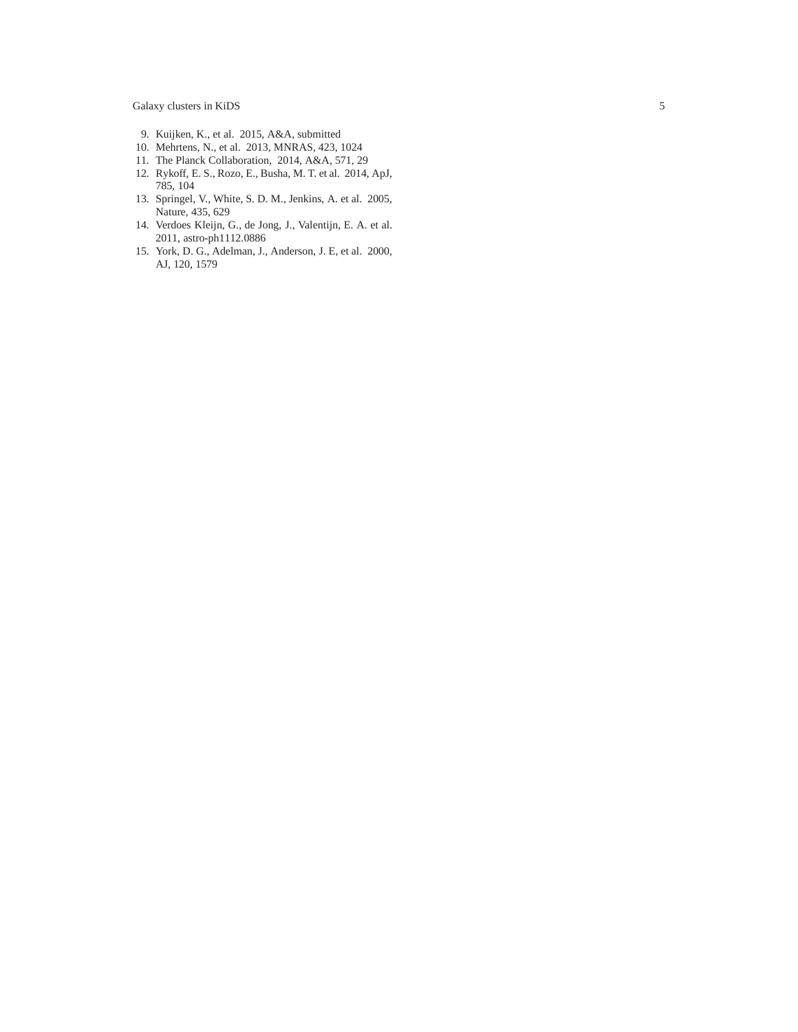9. Kuijken, K., et al. 2015, A&A, submitted
10. Mehrtens, N., et al. 2013, MNRAS, 423, 1024
11. The Planck Collaboration, 2014, A&A, 571, 29
12. Rykoff, E. S., Rozo, E., Busha, M. T. et al. 2014, ApJ, 785, 104
13. Springel, V., White, S. D. M., Jenkins, A. et al. 2005, Nature, 435, 629
14. Verdoes Kleijn, G., de Jong, J., Valentijn, E. A. et al. 2011, astro-ph1112.0886
15. York, D. G., Adelman, J., Anderson, J. E, et al. 2000, AJ, 120, 1579